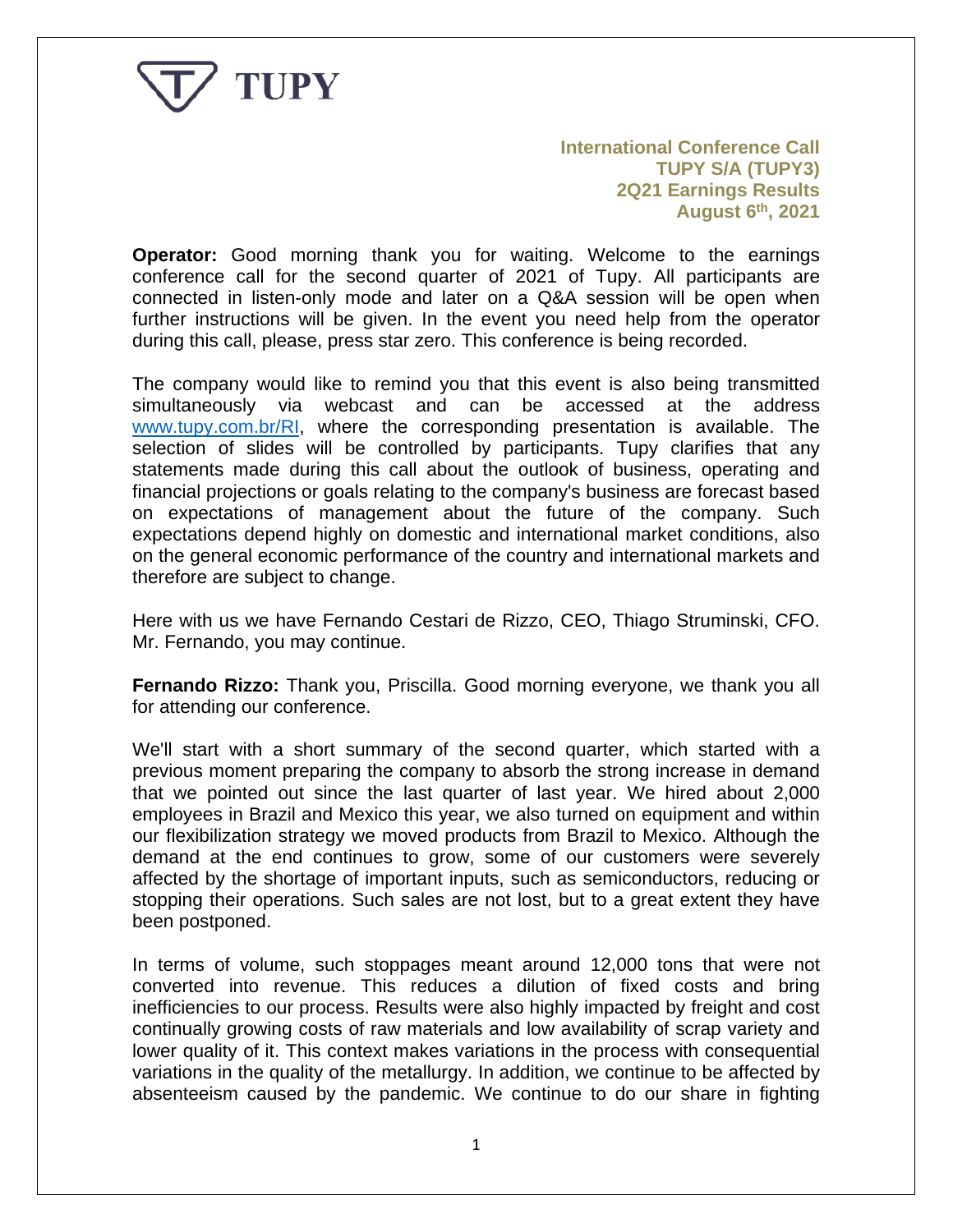**TUPY**

**International Conference Call**
**TUPY S/A (TUPY3)**
**2Q21 Earnings Results**
**August 6th, 2021**

**Operator:** Good morning thank you for waiting. Welcome to the earnings conference call for the second quarter of 2021 of Tupy. All participants are connected in listen-only mode and later on a Q&A session will be open when further instructions will be given. In the event you need help from the operator during this call, please, press star zero. This conference is being recorded.

The company would like to remind you that this event is also being transmitted simultaneously via webcast and can be accessed at the address www.tupy.com.br/RI, where the corresponding presentation is available. The selection of slides will be controlled by participants. Tupy clarifies that any statements made during this call about the outlook of business, operating and financial projections or goals relating to the company's business are forecast based on expectations of management about the future of the company. Such expectations depend highly on domestic and international market conditions, also on the general economic performance of the country and international markets and therefore are subject to change.

Here with us we have Fernando Cestari de Rizzo, CEO, Thiago Struminski, CFO. Mr. Fernando, you may continue.

**Fernando Rizzo:** Thank you, Priscilla. Good morning everyone, we thank you all for attending our conference.

We'll start with a short summary of the second quarter, which started with a previous moment preparing the company to absorb the strong increase in demand that we pointed out since the last quarter of last year. We hired about 2,000 employees in Brazil and Mexico this year, we also turned on equipment and within our flexibilization strategy we moved products from Brazil to Mexico. Although the demand at the end continues to grow, some of our customers were severely affected by the shortage of important inputs, such as semiconductors, reducing or stopping their operations. Such sales are not lost, but to a great extent they have been postponed.

In terms of volume, such stoppages meant around 12,000 tons that were not converted into revenue. This reduces a dilution of fixed costs and bring inefficiencies to our process. Results were also highly impacted by freight and cost continually growing costs of raw materials and low availability of scrap variety and lower quality of it. This context makes variations in the process with consequential variations in the quality of the metallurgy. In addition, we continue to be affected by absenteeism caused by the pandemic. We continue to do our share in fighting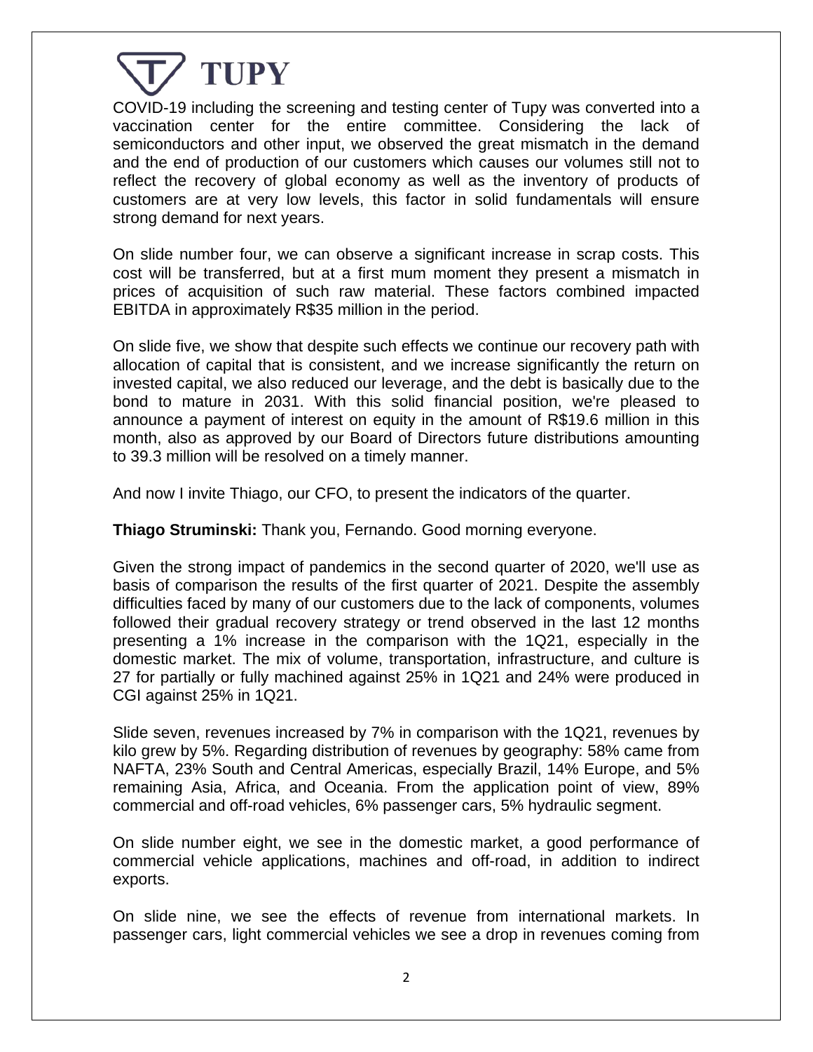COVID-19 including the screening and testing center of Tupy was converted into a vaccination center for the entire committee. Considering the lack of semiconductors and other input, we observed the great mismatch in the demand and the end of production of our customers which causes our volumes still not to reflect the recovery of global economy as well as the inventory of products of customers are at very low levels, this factor in solid fundamentals will ensure strong demand for next years.

On slide number four, we can observe a significant increase in scrap costs. This cost will be transferred, but at a first mum moment they present a mismatch in prices of acquisition of such raw material. These factors combined impacted EBITDA in approximately R$35 million in the period.

On slide five, we show that despite such effects we continue our recovery path with allocation of capital that is consistent, and we increase significantly the return on invested capital, we also reduced our leverage, and the debt is basically due to the bond to mature in 2031. With this solid financial position, we're pleased to announce a payment of interest on equity in the amount of R$19.6 million in this month, also as approved by our Board of Directors future distributions amounting to 39.3 million will be resolved on a timely manner.

And now I invite Thiago, our CFO, to present the indicators of the quarter.

**Thiago Struminski:** Thank you, Fernando. Good morning everyone.

Given the strong impact of pandemics in the second quarter of 2020, we'll use as basis of comparison the results of the first quarter of 2021. Despite the assembly difficulties faced by many of our customers due to the lack of components, volumes followed their gradual recovery strategy or trend observed in the last 12 months presenting a 1% increase in the comparison with the 1Q21, especially in the domestic market. The mix of volume, transportation, infrastructure, and culture is 27 for partially or fully machined against 25% in 1Q21 and 24% were produced in CGI against 25% in 1Q21.

Slide seven, revenues increased by 7% in comparison with the 1Q21, revenues by kilo grew by 5%. Regarding distribution of revenues by geography: 58% came from NAFTA, 23% South and Central Americas, especially Brazil, 14% Europe, and 5% remaining Asia, Africa, and Oceania. From the application point of view, 89% commercial and off-road vehicles, 6% passenger cars, 5% hydraulic segment.

On slide number eight, we see in the domestic market, a good performance of commercial vehicle applications, machines and off-road, in addition to indirect exports.

On slide nine, we see the effects of revenue from international markets. In passenger cars, light commercial vehicles we see a drop in revenues coming from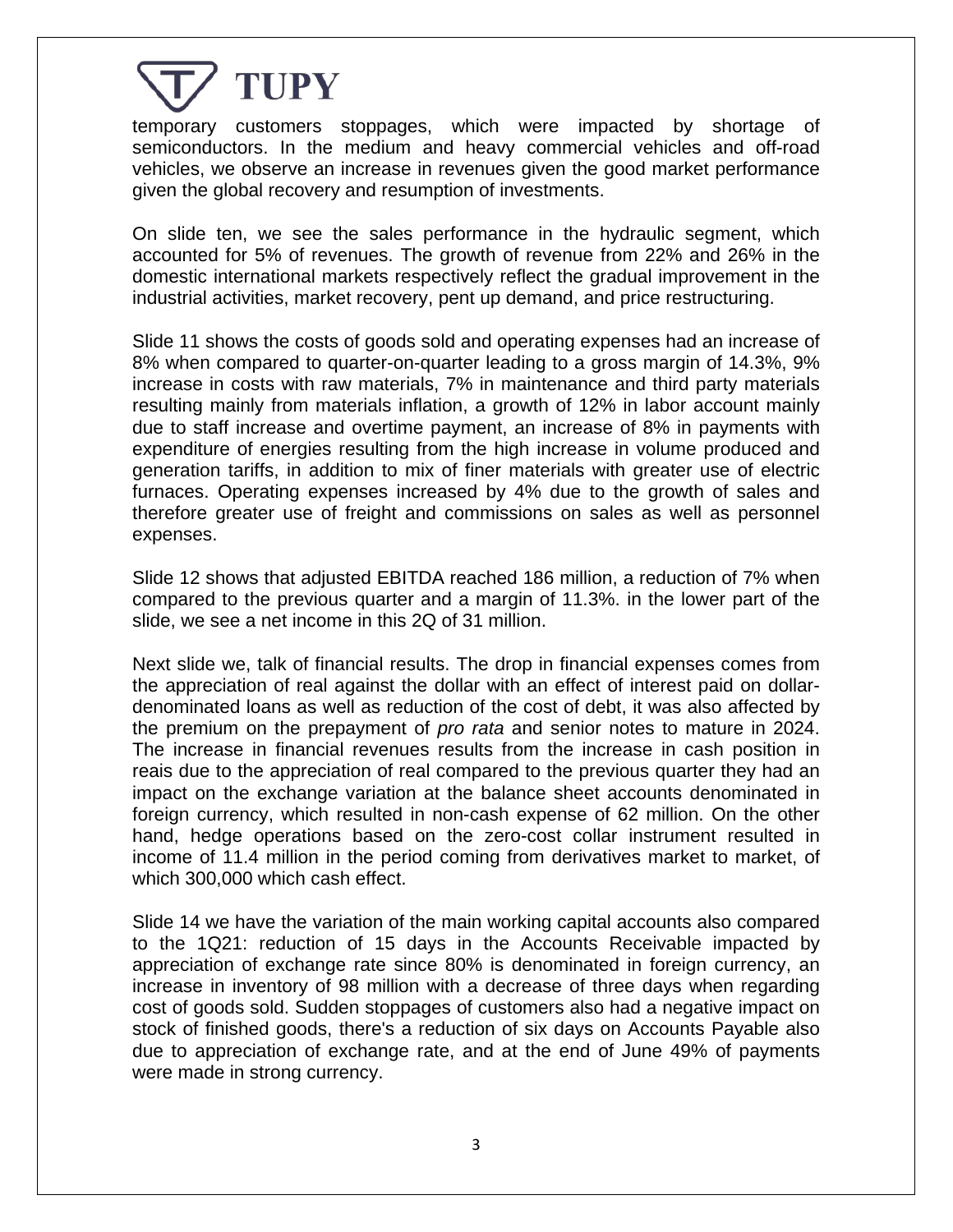temporary customers stoppages, which were impacted by shortage of semiconductors. In the medium and heavy commercial vehicles and off-road vehicles, we observe an increase in revenues given the good market performance given the global recovery and resumption of investments.

On slide ten, we see the sales performance in the hydraulic segment, which accounted for 5% of revenues. The growth of revenue from 22% and 26% in the domestic international markets respectively reflect the gradual improvement in the industrial activities, market recovery, pent up demand, and price restructuring.

Slide 11 shows the costs of goods sold and operating expenses had an increase of 8% when compared to quarter-on-quarter leading to a gross margin of 14.3%, 9% increase in costs with raw materials, 7% in maintenance and third party materials resulting mainly from materials inflation, a growth of 12% in labor account mainly due to staff increase and overtime payment, an increase of 8% in payments with expenditure of energies resulting from the high increase in volume produced and generation tariffs, in addition to mix of finer materials with greater use of electric furnaces. Operating expenses increased by 4% due to the growth of sales and therefore greater use of freight and commissions on sales as well as personnel expenses.

Slide 12 shows that adjusted EBITDA reached 186 million, a reduction of 7% when compared to the previous quarter and a margin of 11.3%. in the lower part of the slide, we see a net income in this 2Q of 31 million.

Next slide we, talk of financial results. The drop in financial expenses comes from the appreciation of real against the dollar with an effect of interest paid on dollar-denominated loans as well as reduction of the cost of debt, it was also affected by the premium on the prepayment of *pro rata* and senior notes to mature in 2024. The increase in financial revenues results from the increase in cash position in reais due to the appreciation of real compared to the previous quarter they had an impact on the exchange variation at the balance sheet accounts denominated in foreign currency, which resulted in non-cash expense of 62 million. On the other hand, hedge operations based on the zero-cost collar instrument resulted in income of 11.4 million in the period coming from derivatives market to market, of which 300,000 which cash effect.

Slide 14 we have the variation of the main working capital accounts also compared to the 1Q21: reduction of 15 days in the Accounts Receivable impacted by appreciation of exchange rate since 80% is denominated in foreign currency, an increase in inventory of 98 million with a decrease of three days when regarding cost of goods sold. Sudden stoppages of customers also had a negative impact on stock of finished goods, there's a reduction of six days on Accounts Payable also due to appreciation of exchange rate, and at the end of June 49% of payments were made in strong currency.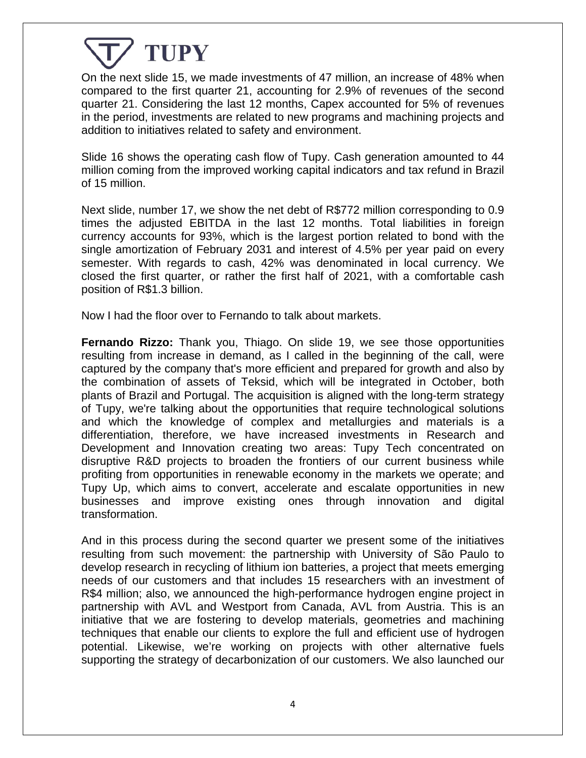On the next slide 15, we made investments of 47 million, an increase of 48% when compared to the first quarter 21, accounting for 2.9% of revenues of the second quarter 21. Considering the last 12 months, Capex accounted for 5% of revenues in the period, investments are related to new programs and machining projects and addition to initiatives related to safety and environment.

Slide 16 shows the operating cash flow of Tupy. Cash generation amounted to 44 million coming from the improved working capital indicators and tax refund in Brazil of 15 million.

Next slide, number 17, we show the net debt of R$772 million corresponding to 0.9 times the adjusted EBITDA in the last 12 months. Total liabilities in foreign currency accounts for 93%, which is the largest portion related to bond with the single amortization of February 2031 and interest of 4.5% per year paid on every semester. With regards to cash, 42% was denominated in local currency. We closed the first quarter, or rather the first half of 2021, with a comfortable cash position of R$1.3 billion.

Now I had the floor over to Fernando to talk about markets.

**Fernando Rizzo:** Thank you, Thiago. On slide 19, we see those opportunities resulting from increase in demand, as I called in the beginning of the call, were captured by the company that's more efficient and prepared for growth and also by the combination of assets of Teksid, which will be integrated in October, both plants of Brazil and Portugal. The acquisition is aligned with the long-term strategy of Tupy, we're talking about the opportunities that require technological solutions and which the knowledge of complex and metallurgies and materials is a differentiation, therefore, we have increased investments in Research and Development and Innovation creating two areas: Tupy Tech concentrated on disruptive R&D projects to broaden the frontiers of our current business while profiting from opportunities in renewable economy in the markets we operate; and Tupy Up, which aims to convert, accelerate and escalate opportunities in new businesses and improve existing ones through innovation and digital transformation.

And in this process during the second quarter we present some of the initiatives resulting from such movement: the partnership with University of São Paulo to develop research in recycling of lithium ion batteries, a project that meets emerging needs of our customers and that includes 15 researchers with an investment of R$4 million; also, we announced the high-performance hydrogen engine project in partnership with AVL and Westport from Canada, AVL from Austria. This is an initiative that we are fostering to develop materials, geometries and machining techniques that enable our clients to explore the full and efficient use of hydrogen potential. Likewise, we're working on projects with other alternative fuels supporting the strategy of decarbonization of our customers. We also launched our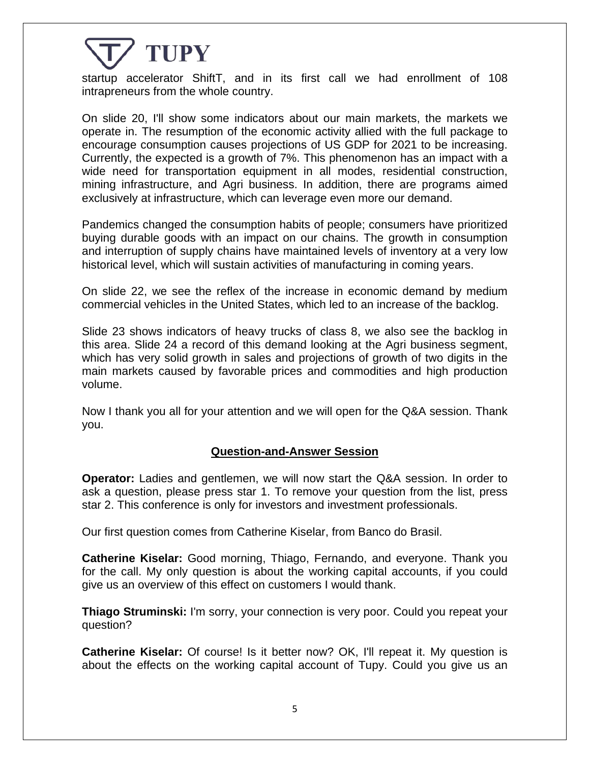startup accelerator ShiftT, and in its first call we had enrollment of 108 intrapreneurs from the whole country.

On slide 20, I'll show some indicators about our main markets, the markets we operate in. The resumption of the economic activity allied with the full package to encourage consumption causes projections of US GDP for 2021 to be increasing. Currently, the expected is a growth of 7%. This phenomenon has an impact with a wide need for transportation equipment in all modes, residential construction, mining infrastructure, and Agri business. In addition, there are programs aimed exclusively at infrastructure, which can leverage even more our demand.

Pandemics changed the consumption habits of people; consumers have prioritized buying durable goods with an impact on our chains. The growth in consumption and interruption of supply chains have maintained levels of inventory at a very low historical level, which will sustain activities of manufacturing in coming years.

On slide 22, we see the reflex of the increase in economic demand by medium commercial vehicles in the United States, which led to an increase of the backlog.

Slide 23 shows indicators of heavy trucks of class 8, we also see the backlog in this area. Slide 24 a record of this demand looking at the Agri business segment, which has very solid growth in sales and projections of growth of two digits in the main markets caused by favorable prices and commodities and high production volume.

Now I thank you all for your attention and we will open for the Q&A session. Thank you.

## Question-and-Answer Session

**Operator:** Ladies and gentlemen, we will now start the Q&A session. In order to ask a question, please press star 1. To remove your question from the list, press star 2. This conference is only for investors and investment professionals.

Our first question comes from Catherine Kiselar, from Banco do Brasil.

**Catherine Kiselar:** Good morning, Thiago, Fernando, and everyone. Thank you for the call. My only question is about the working capital accounts, if you could give us an overview of this effect on customers I would thank.

**Thiago Struminski:** I'm sorry, your connection is very poor. Could you repeat your question?

**Catherine Kiselar:** Of course! Is it better now? OK, I'll repeat it. My question is about the effects on the working capital account of Tupy. Could you give us an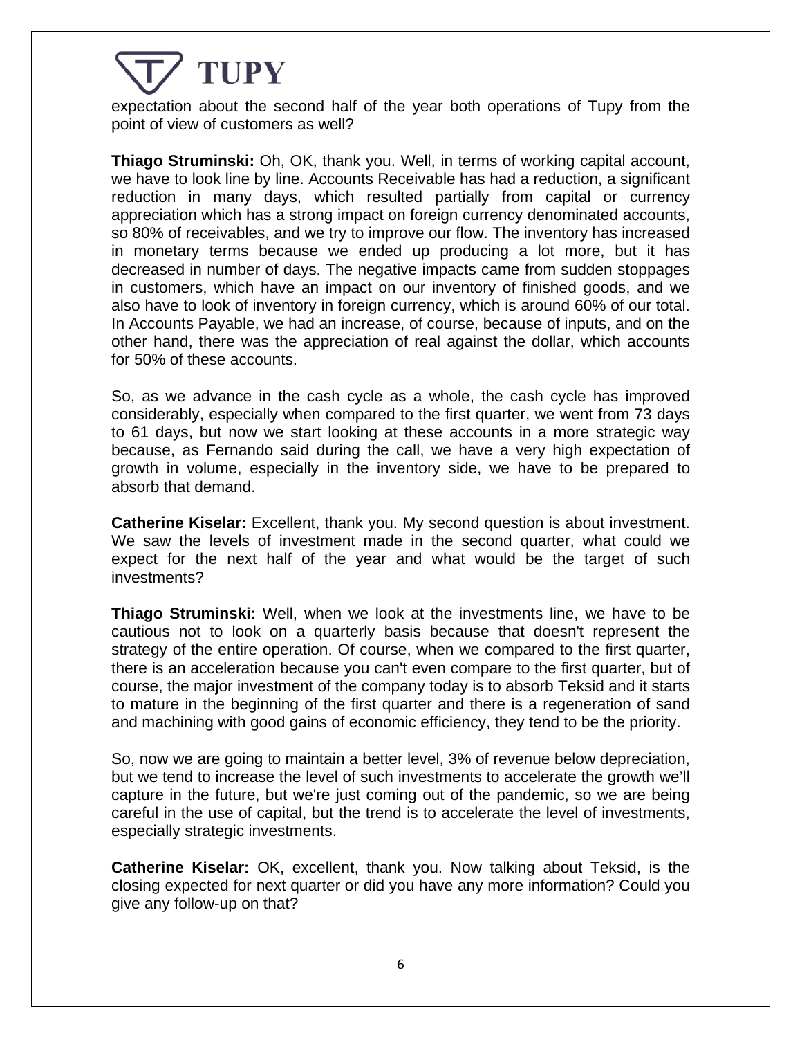expectation about the second half of the year both operations of Tupy from the point of view of customers as well?

**Thiago Struminski:** Oh, OK, thank you. Well, in terms of working capital account, we have to look line by line. Accounts Receivable has had a reduction, a significant reduction in many days, which resulted partially from capital or currency appreciation which has a strong impact on foreign currency denominated accounts, so 80% of receivables, and we try to improve our flow. The inventory has increased in monetary terms because we ended up producing a lot more, but it has decreased in number of days. The negative impacts came from sudden stoppages in customers, which have an impact on our inventory of finished goods, and we also have to look of inventory in foreign currency, which is around 60% of our total. In Accounts Payable, we had an increase, of course, because of inputs, and on the other hand, there was the appreciation of real against the dollar, which accounts for 50% of these accounts.

So, as we advance in the cash cycle as a whole, the cash cycle has improved considerably, especially when compared to the first quarter, we went from 73 days to 61 days, but now we start looking at these accounts in a more strategic way because, as Fernando said during the call, we have a very high expectation of growth in volume, especially in the inventory side, we have to be prepared to absorb that demand.

**Catherine Kiselar:** Excellent, thank you. My second question is about investment. We saw the levels of investment made in the second quarter, what could we expect for the next half of the year and what would be the target of such investments?

**Thiago Struminski:** Well, when we look at the investments line, we have to be cautious not to look on a quarterly basis because that doesn't represent the strategy of the entire operation. Of course, when we compared to the first quarter, there is an acceleration because you can't even compare to the first quarter, but of course, the major investment of the company today is to absorb Teksid and it starts to mature in the beginning of the first quarter and there is a regeneration of sand and machining with good gains of economic efficiency, they tend to be the priority.

So, now we are going to maintain a better level, 3% of revenue below depreciation, but we tend to increase the level of such investments to accelerate the growth we'll capture in the future, but we're just coming out of the pandemic, so we are being careful in the use of capital, but the trend is to accelerate the level of investments, especially strategic investments.

**Catherine Kiselar:** OK, excellent, thank you. Now talking about Teksid, is the closing expected for next quarter or did you have any more information? Could you give any follow-up on that?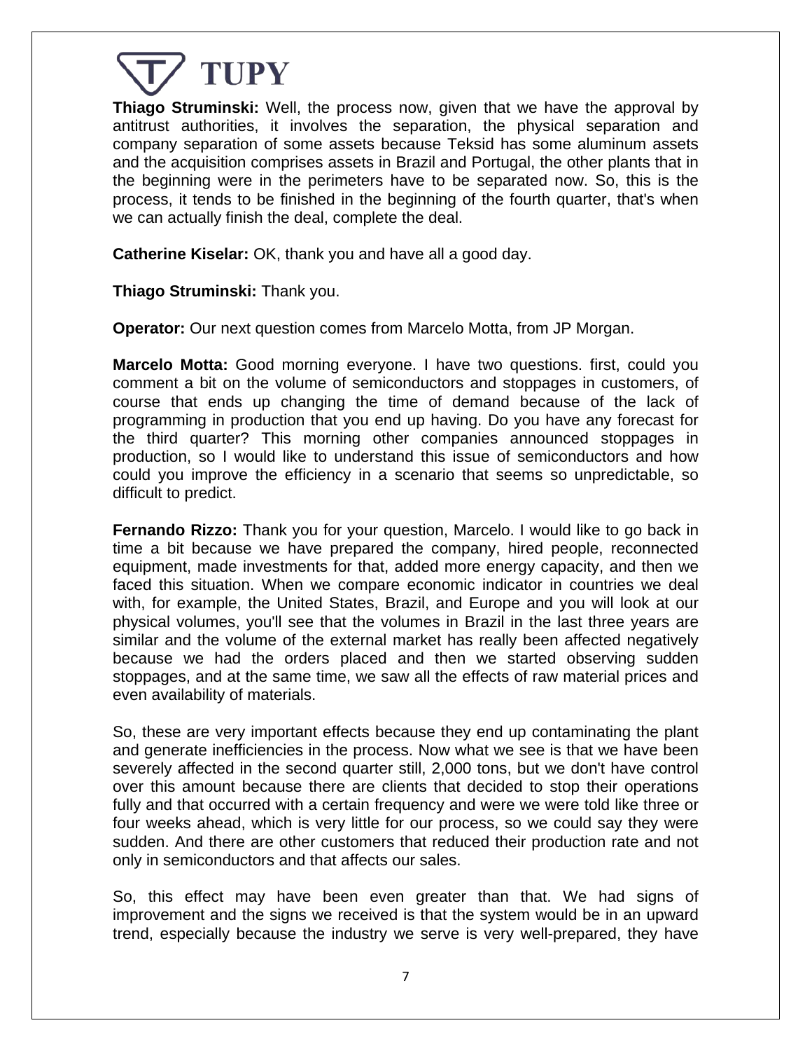**Thiago Struminski:** Well, the process now, given that we have the approval by antitrust authorities, it involves the separation, the physical separation and company separation of some assets because Teksid has some aluminum assets and the acquisition comprises assets in Brazil and Portugal, the other plants that in the beginning were in the perimeters have to be separated now. So, this is the process, it tends to be finished in the beginning of the fourth quarter, that's when we can actually finish the deal, complete the deal.

**Catherine Kiselar:** OK, thank you and have all a good day.

**Thiago Struminski:** Thank you.

**Operator:** Our next question comes from Marcelo Motta, from JP Morgan.

**Marcelo Motta:** Good morning everyone. I have two questions. first, could you comment a bit on the volume of semiconductors and stoppages in customers, of course that ends up changing the time of demand because of the lack of programming in production that you end up having. Do you have any forecast for the third quarter? This morning other companies announced stoppages in production, so I would like to understand this issue of semiconductors and how could you improve the efficiency in a scenario that seems so unpredictable, so difficult to predict.

**Fernando Rizzo:** Thank you for your question, Marcelo. I would like to go back in time a bit because we have prepared the company, hired people, reconnected equipment, made investments for that, added more energy capacity, and then we faced this situation. When we compare economic indicator in countries we deal with, for example, the United States, Brazil, and Europe and you will look at our physical volumes, you'll see that the volumes in Brazil in the last three years are similar and the volume of the external market has really been affected negatively because we had the orders placed and then we started observing sudden stoppages, and at the same time, we saw all the effects of raw material prices and even availability of materials.

So, these are very important effects because they end up contaminating the plant and generate inefficiencies in the process. Now what we see is that we have been severely affected in the second quarter still, 2,000 tons, but we don't have control over this amount because there are clients that decided to stop their operations fully and that occurred with a certain frequency and were we were told like three or four weeks ahead, which is very little for our process, so we could say they were sudden. And there are other customers that reduced their production rate and not only in semiconductors and that affects our sales.

So, this effect may have been even greater than that. We had signs of improvement and the signs we received is that the system would be in an upward trend, especially because the industry we serve is very well-prepared, they have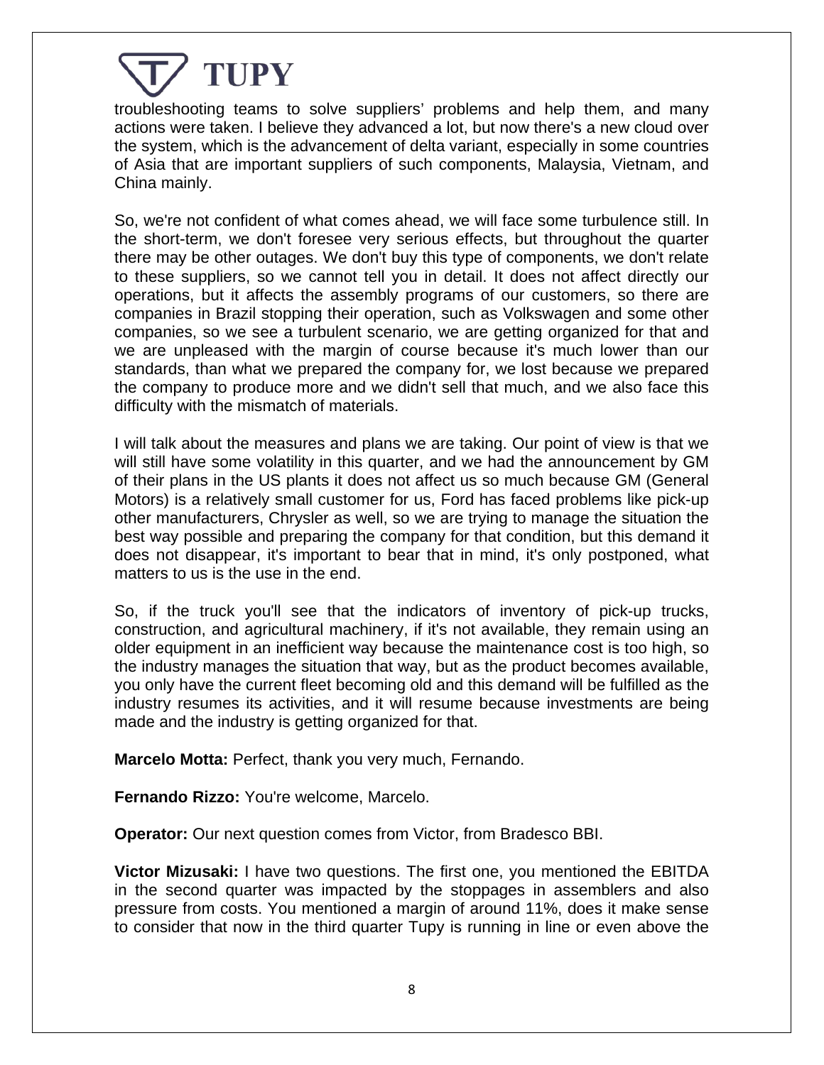troubleshooting teams to solve suppliers' problems and help them, and many actions were taken. I believe they advanced a lot, but now there's a new cloud over the system, which is the advancement of delta variant, especially in some countries of Asia that are important suppliers of such components, Malaysia, Vietnam, and China mainly.

So, we're not confident of what comes ahead, we will face some turbulence still. In the short-term, we don't foresee very serious effects, but throughout the quarter there may be other outages. We don't buy this type of components, we don't relate to these suppliers, so we cannot tell you in detail. It does not affect directly our operations, but it affects the assembly programs of our customers, so there are companies in Brazil stopping their operation, such as Volkswagen and some other companies, so we see a turbulent scenario, we are getting organized for that and we are unpleased with the margin of course because it's much lower than our standards, than what we prepared the company for, we lost because we prepared the company to produce more and we didn't sell that much, and we also face this difficulty with the mismatch of materials.

I will talk about the measures and plans we are taking. Our point of view is that we will still have some volatility in this quarter, and we had the announcement by GM of their plans in the US plants it does not affect us so much because GM (General Motors) is a relatively small customer for us, Ford has faced problems like pick-up other manufacturers, Chrysler as well, so we are trying to manage the situation the best way possible and preparing the company for that condition, but this demand it does not disappear, it's important to bear that in mind, it's only postponed, what matters to us is the use in the end.

So, if the truck you'll see that the indicators of inventory of pick-up trucks, construction, and agricultural machinery, if it's not available, they remain using an older equipment in an inefficient way because the maintenance cost is too high, so the industry manages the situation that way, but as the product becomes available, you only have the current fleet becoming old and this demand will be fulfilled as the industry resumes its activities, and it will resume because investments are being made and the industry is getting organized for that.

**Marcelo Motta:** Perfect, thank you very much, Fernando.

**Fernando Rizzo:** You're welcome, Marcelo.

**Operator:** Our next question comes from Victor, from Bradesco BBI.

**Victor Mizusaki:** I have two questions. The first one, you mentioned the EBITDA in the second quarter was impacted by the stoppages in assemblers and also pressure from costs. You mentioned a margin of around 11%, does it make sense to consider that now in the third quarter Tupy is running in line or even above the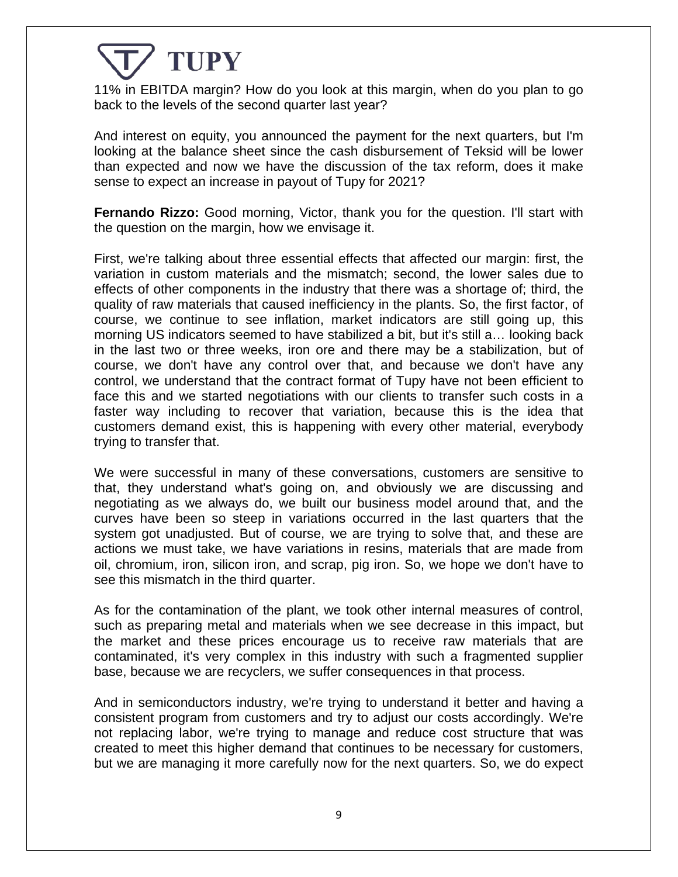11% in EBITDA margin? How do you look at this margin, when do you plan to go back to the levels of the second quarter last year?

And interest on equity, you announced the payment for the next quarters, but I'm looking at the balance sheet since the cash disbursement of Teksid will be lower than expected and now we have the discussion of the tax reform, does it make sense to expect an increase in payout of Tupy for 2021?

**Fernando Rizzo:** Good morning, Victor, thank you for the question. I'll start with the question on the margin, how we envisage it.

First, we're talking about three essential effects that affected our margin: first, the variation in custom materials and the mismatch; second, the lower sales due to effects of other components in the industry that there was a shortage of; third, the quality of raw materials that caused inefficiency in the plants. So, the first factor, of course, we continue to see inflation, market indicators are still going up, this morning US indicators seemed to have stabilized a bit, but it's still a… looking back in the last two or three weeks, iron ore and there may be a stabilization, but of course, we don't have any control over that, and because we don't have any control, we understand that the contract format of Tupy have not been efficient to face this and we started negotiations with our clients to transfer such costs in a faster way including to recover that variation, because this is the idea that customers demand exist, this is happening with every other material, everybody trying to transfer that.

We were successful in many of these conversations, customers are sensitive to that, they understand what's going on, and obviously we are discussing and negotiating as we always do, we built our business model around that, and the curves have been so steep in variations occurred in the last quarters that the system got unadjusted. But of course, we are trying to solve that, and these are actions we must take, we have variations in resins, materials that are made from oil, chromium, iron, silicon iron, and scrap, pig iron. So, we hope we don't have to see this mismatch in the third quarter.

As for the contamination of the plant, we took other internal measures of control, such as preparing metal and materials when we see decrease in this impact, but the market and these prices encourage us to receive raw materials that are contaminated, it's very complex in this industry with such a fragmented supplier base, because we are recyclers, we suffer consequences in that process.

And in semiconductors industry, we're trying to understand it better and having a consistent program from customers and try to adjust our costs accordingly. We're not replacing labor, we're trying to manage and reduce cost structure that was created to meet this higher demand that continues to be necessary for customers, but we are managing it more carefully now for the next quarters. So, we do expect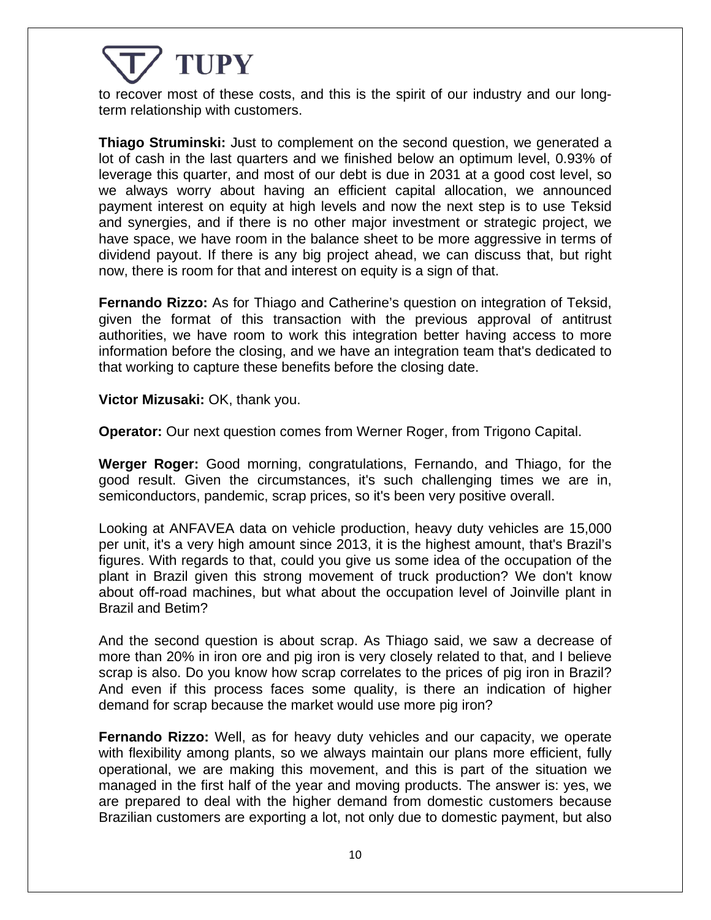to recover most of these costs, and this is the spirit of our industry and our long-term relationship with customers.

**Thiago Struminski:** Just to complement on the second question, we generated a lot of cash in the last quarters and we finished below an optimum level, 0.93% of leverage this quarter, and most of our debt is due in 2031 at a good cost level, so we always worry about having an efficient capital allocation, we announced payment interest on equity at high levels and now the next step is to use Teksid and synergies, and if there is no other major investment or strategic project, we have space, we have room in the balance sheet to be more aggressive in terms of dividend payout. If there is any big project ahead, we can discuss that, but right now, there is room for that and interest on equity is a sign of that.

**Fernando Rizzo:** As for Thiago and Catherine's question on integration of Teksid, given the format of this transaction with the previous approval of antitrust authorities, we have room to work this integration better having access to more information before the closing, and we have an integration team that's dedicated to that working to capture these benefits before the closing date.

**Victor Mizusaki:** OK, thank you.

**Operator:** Our next question comes from Werner Roger, from Trigono Capital.

**Werger Roger:** Good morning, congratulations, Fernando, and Thiago, for the good result. Given the circumstances, it's such challenging times we are in, semiconductors, pandemic, scrap prices, so it's been very positive overall.

Looking at ANFAVEA data on vehicle production, heavy duty vehicles are 15,000 per unit, it's a very high amount since 2013, it is the highest amount, that's Brazil's figures. With regards to that, could you give us some idea of the occupation of the plant in Brazil given this strong movement of truck production? We don't know about off-road machines, but what about the occupation level of Joinville plant in Brazil and Betim?

And the second question is about scrap. As Thiago said, we saw a decrease of more than 20% in iron ore and pig iron is very closely related to that, and I believe scrap is also. Do you know how scrap correlates to the prices of pig iron in Brazil? And even if this process faces some quality, is there an indication of higher demand for scrap because the market would use more pig iron?

**Fernando Rizzo:** Well, as for heavy duty vehicles and our capacity, we operate with flexibility among plants, so we always maintain our plans more efficient, fully operational, we are making this movement, and this is part of the situation we managed in the first half of the year and moving products. The answer is: yes, we are prepared to deal with the higher demand from domestic customers because Brazilian customers are exporting a lot, not only due to domestic payment, but also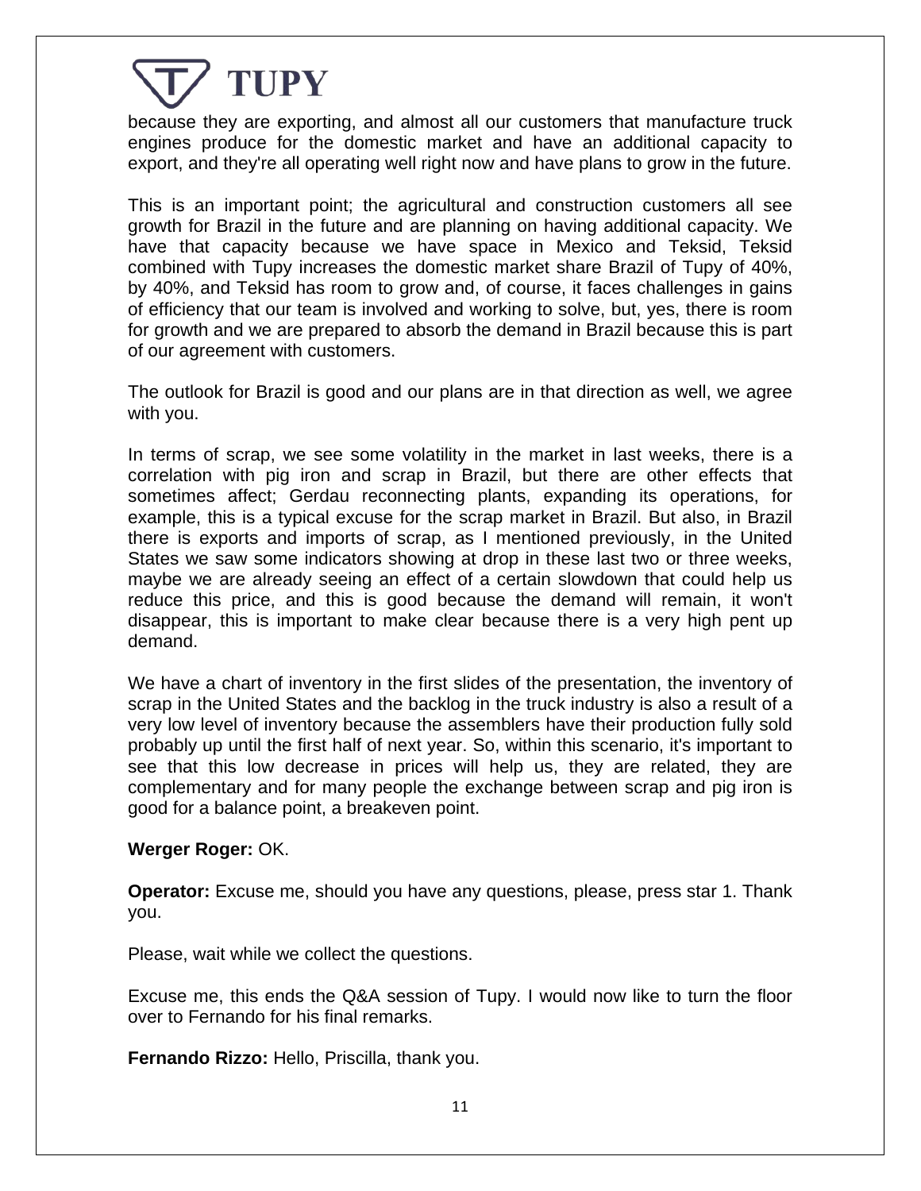because they are exporting, and almost all our customers that manufacture truck engines produce for the domestic market and have an additional capacity to export, and they're all operating well right now and have plans to grow in the future.

This is an important point; the agricultural and construction customers all see growth for Brazil in the future and are planning on having additional capacity. We have that capacity because we have space in Mexico and Teksid, Teksid combined with Tupy increases the domestic market share Brazil of Tupy of 40%, by 40%, and Teksid has room to grow and, of course, it faces challenges in gains of efficiency that our team is involved and working to solve, but, yes, there is room for growth and we are prepared to absorb the demand in Brazil because this is part of our agreement with customers.

The outlook for Brazil is good and our plans are in that direction as well, we agree with you.

In terms of scrap, we see some volatility in the market in last weeks, there is a correlation with pig iron and scrap in Brazil, but there are other effects that sometimes affect; Gerdau reconnecting plants, expanding its operations, for example, this is a typical excuse for the scrap market in Brazil. But also, in Brazil there is exports and imports of scrap, as I mentioned previously, in the United States we saw some indicators showing at drop in these last two or three weeks, maybe we are already seeing an effect of a certain slowdown that could help us reduce this price, and this is good because the demand will remain, it won't disappear, this is important to make clear because there is a very high pent up demand.

We have a chart of inventory in the first slides of the presentation, the inventory of scrap in the United States and the backlog in the truck industry is also a result of a very low level of inventory because the assemblers have their production fully sold probably up until the first half of next year. So, within this scenario, it's important to see that this low decrease in prices will help us, they are related, they are complementary and for many people the exchange between scrap and pig iron is good for a balance point, a breakeven point.

**Werger Roger:** OK.

**Operator:** Excuse me, should you have any questions, please, press star 1. Thank you.

Please, wait while we collect the questions.

Excuse me, this ends the Q&A session of Tupy. I would now like to turn the floor over to Fernando for his final remarks.

**Fernando Rizzo:** Hello, Priscilla, thank you.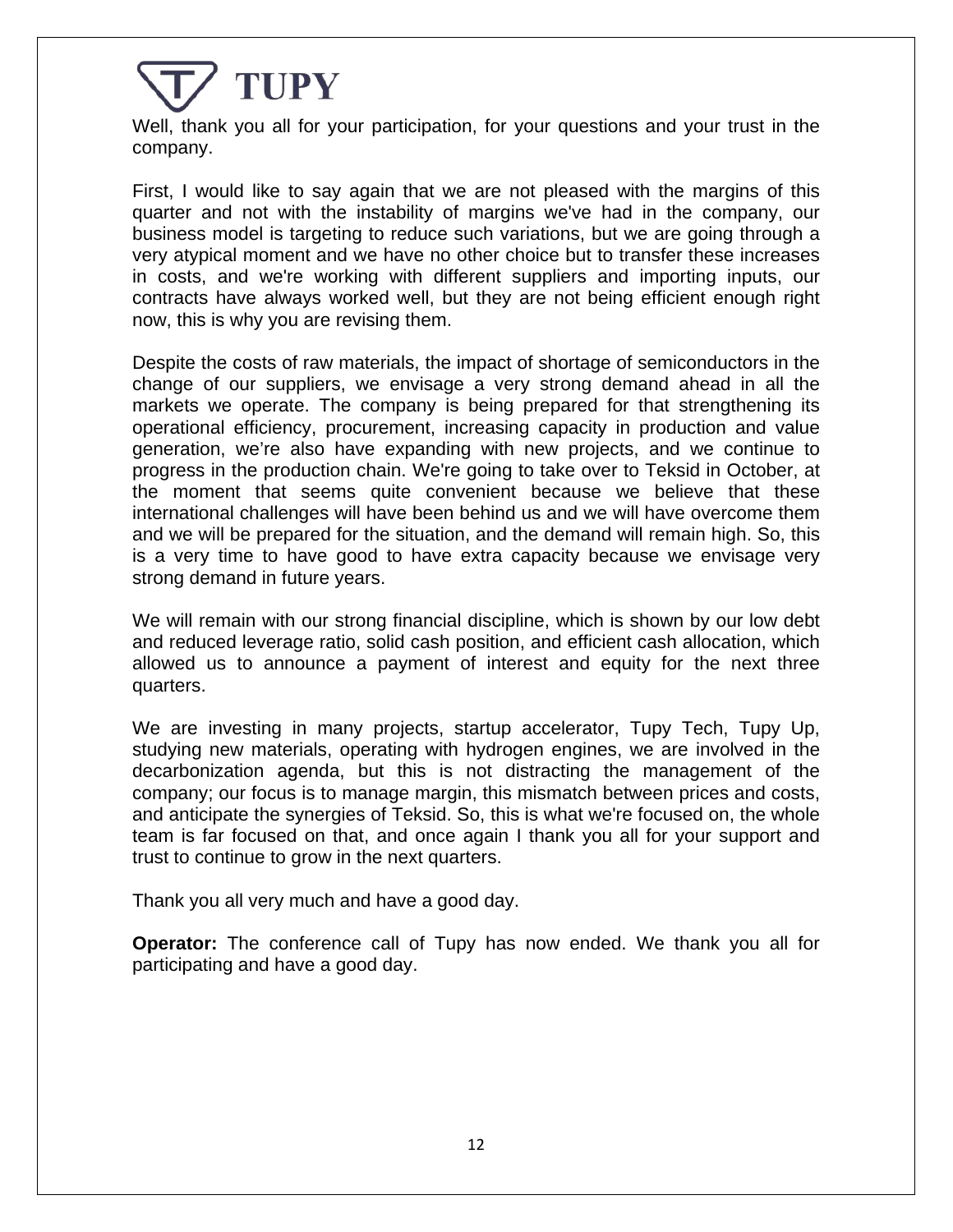Well, thank you all for your participation, for your questions and your trust in the company.

First, I would like to say again that we are not pleased with the margins of this quarter and not with the instability of margins we've had in the company, our business model is targeting to reduce such variations, but we are going through a very atypical moment and we have no other choice but to transfer these increases in costs, and we're working with different suppliers and importing inputs, our contracts have always worked well, but they are not being efficient enough right now, this is why you are revising them.

Despite the costs of raw materials, the impact of shortage of semiconductors in the change of our suppliers, we envisage a very strong demand ahead in all the markets we operate. The company is being prepared for that strengthening its operational efficiency, procurement, increasing capacity in production and value generation, we're also have expanding with new projects, and we continue to progress in the production chain. We're going to take over to Teksid in October, at the moment that seems quite convenient because we believe that these international challenges will have been behind us and we will have overcome them and we will be prepared for the situation, and the demand will remain high. So, this is a very time to have good to have extra capacity because we envisage very strong demand in future years.

We will remain with our strong financial discipline, which is shown by our low debt and reduced leverage ratio, solid cash position, and efficient cash allocation, which allowed us to announce a payment of interest and equity for the next three quarters.

We are investing in many projects, startup accelerator, Tupy Tech, Tupy Up, studying new materials, operating with hydrogen engines, we are involved in the decarbonization agenda, but this is not distracting the management of the company; our focus is to manage margin, this mismatch between prices and costs, and anticipate the synergies of Teksid. So, this is what we're focused on, the whole team is far focused on that, and once again I thank you all for your support and trust to continue to grow in the next quarters.

Thank you all very much and have a good day.

**Operator:** The conference call of Tupy has now ended. We thank you all for participating and have a good day.